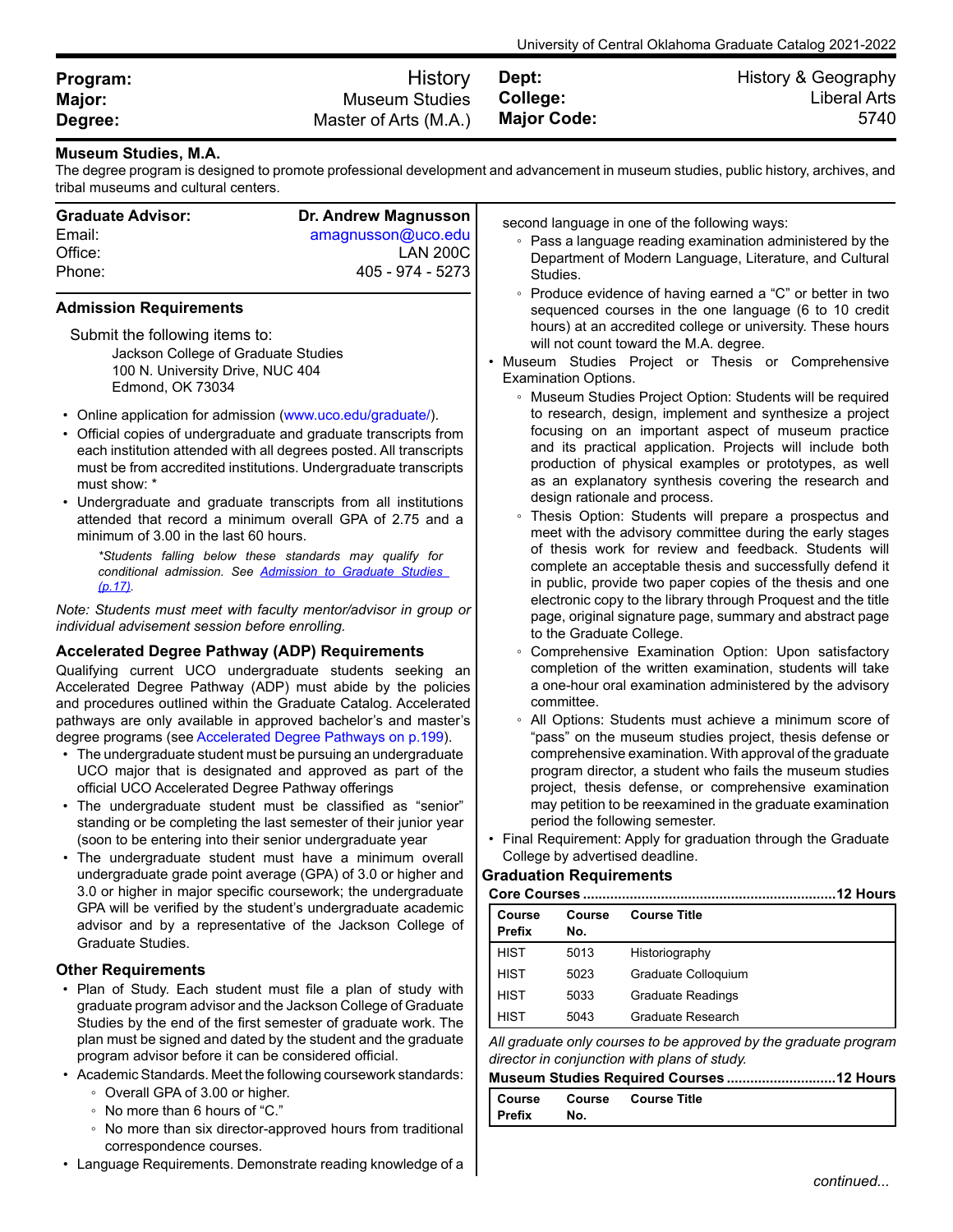| Program: | History | Dept: | History & Geography |
|---|---|---|---|
| Major: | Museum Studies | College: | Liberal Arts |
| Degree: | Master of Arts (M.A.) | Major Code: | 5740 |

## Museum Studies, M.A.

The degree program is designed to promote professional development and advancement in museum studies, public history, archives, and tribal museums and cultural centers.

| Graduate Advisor: | Dr. Andrew Magnusson |
|---|---|
| Email: | amagnusson@uco.edu |
| Office: | LAN 200C |
| Phone: | 405 - 974 - 5273 |

### Admission Requirements

Submit the following items to:

Jackson College of Graduate Studies
100 N. University Drive, NUC 404
Edmond, OK 73034

- Online application for admission (www.uco.edu/graduate/).
- Official copies of undergraduate and graduate transcripts from each institution attended with all degrees posted. All transcripts must be from accredited institutions. Undergraduate transcripts must show: *
- Undergraduate and graduate transcripts from all institutions attended that record a minimum overall GPA of 2.75 and a minimum of 3.00 in the last 60 hours.

*\*Students falling below these standards may qualify for conditional admission. See Admission to Graduate Studies (p.17).*

*Note: Students must meet with faculty mentor/advisor in group or individual advisement session before enrolling.*

### Accelerated Degree Pathway (ADP) Requirements

Qualifying current UCO undergraduate students seeking an Accelerated Degree Pathway (ADP) must abide by the policies and procedures outlined within the Graduate Catalog. Accelerated pathways are only available in approved bachelor's and master's degree programs (see Accelerated Degree Pathways on p.199).

- The undergraduate student must be pursuing an undergraduate UCO major that is designated and approved as part of the official UCO Accelerated Degree Pathway offerings
- The undergraduate student must be classified as "senior" standing or be completing the last semester of their junior year (soon to be entering into their senior undergraduate year
- The undergraduate student must have a minimum overall undergraduate grade point average (GPA) of 3.0 or higher and 3.0 or higher in major specific coursework; the undergraduate GPA will be verified by the student's undergraduate academic advisor and by a representative of the Jackson College of Graduate Studies.

### Other Requirements

- Plan of Study. Each student must file a plan of study with graduate program advisor and the Jackson College of Graduate Studies by the end of the first semester of graduate work. The plan must be signed and dated by the student and the graduate program advisor before it can be considered official.
- Academic Standards. Meet the following coursework standards:
  - Overall GPA of 3.00 or higher.
  - No more than 6 hours of "C."
  - No more than six director-approved hours from traditional correspondence courses.
- Language Requirements. Demonstrate reading knowledge of a second language in one of the following ways:
  - Pass a language reading examination administered by the Department of Modern Language, Literature, and Cultural Studies.
  - Produce evidence of having earned a "C" or better in two sequenced courses in the one language (6 to 10 credit hours) at an accredited college or university. These hours will not count toward the M.A. degree.
- Museum Studies Project or Thesis or Comprehensive Examination Options.
  - Museum Studies Project Option: Students will be required to research, design, implement and synthesize a project focusing on an important aspect of museum practice and its practical application. Projects will include both production of physical examples or prototypes, as well as an explanatory synthesis covering the research and design rationale and process.
  - Thesis Option: Students will prepare a prospectus and meet with the advisory committee during the early stages of thesis work for review and feedback. Students will complete an acceptable thesis and successfully defend it in public, provide two paper copies of the thesis and one electronic copy to the library through Proquest and the title page, original signature page, summary and abstract page to the Graduate College.
  - Comprehensive Examination Option: Upon satisfactory completion of the written examination, students will take a one-hour oral examination administered by the advisory committee.
  - All Options: Students must achieve a minimum score of "pass" on the museum studies project, thesis defense or comprehensive examination. With approval of the graduate program director, a student who fails the museum studies project, thesis defense, or comprehensive examination may petition to be reexamined in the graduate examination period the following semester.
- Final Requirement: Apply for graduation through the Graduate College by advertised deadline.

### Graduation Requirements

**Core Courses ........................................................12 Hours**

| Course Prefix | Course No. | Course Title |
|---|---|---|
| HIST | 5013 | Historiography |
| HIST | 5023 | Graduate Colloquium |
| HIST | 5033 | Graduate Readings |
| HIST | 5043 | Graduate Research |

*All graduate only courses to be approved by the graduate program director in conjunction with plans of study.*

**Museum Studies Required Courses ............................12 Hours**

| Course Prefix | Course No. | Course Title |
|---|---|---|

*continued...*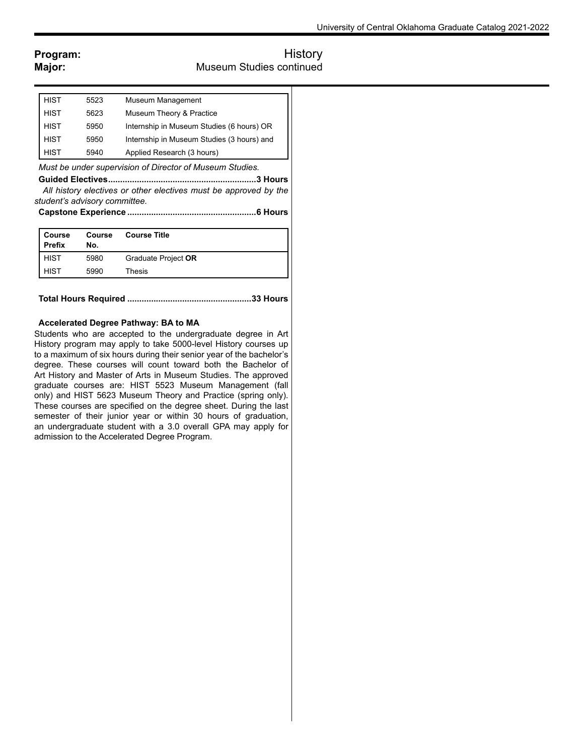**Program:** History
**Major:** Museum Studies continued

| | | |
|---|---|---|
| HIST | 5523 | Museum Management |
| HIST | 5623 | Museum Theory & Practice |
| HIST | 5950 | Internship in Museum Studies (6 hours) OR |
| HIST | 5950 | Internship in Museum Studies (3 hours) and |
| HIST | 5940 | Applied Research (3 hours) |

*Must be under supervision of Director of Museum Studies.*

**Guided Electives.............................................................3 Hours**

*All history electives or other electives must be approved by the student's advisory committee.*

**Capstone Experience .....................................................6 Hours**

| Course Prefix | Course No. | Course Title |
|---|---|---|
| HIST | 5980 | Graduate Project **OR** |
| HIST | 5990 | Thesis |

**Total Hours Required ...................................................33 Hours**

**Accelerated Degree Pathway: BA to MA**

Students who are accepted to the undergraduate degree in Art History program may apply to take 5000-level History courses up to a maximum of six hours during their senior year of the bachelor's degree. These courses will count toward both the Bachelor of Art History and Master of Arts in Museum Studies. The approved graduate courses are: HIST 5523 Museum Management (fall only) and HIST 5623 Museum Theory and Practice (spring only). These courses are specified on the degree sheet. During the last semester of their junior year or within 30 hours of graduation, an undergraduate student with a 3.0 overall GPA may apply for admission to the Accelerated Degree Program.